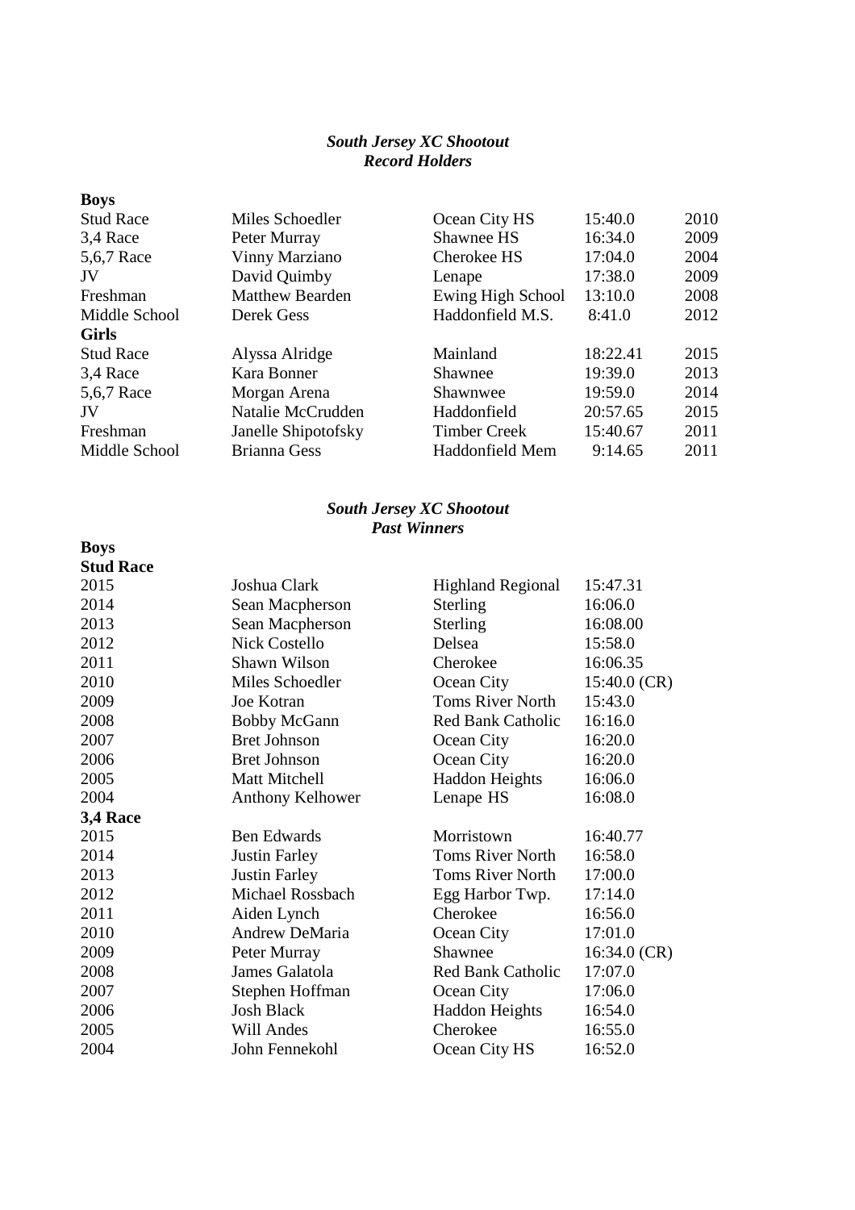## *South Jersey XC Shootout*
## *Record Holders*

**Boys**

| | | | | |
|---|---|---|---|---|
| Stud Race | Miles Schoedler | Ocean City HS | 15:40.0 | 2010 |
| 3,4 Race | Peter Murray | Shawnee HS | 16:34.0 | 2009 |
| 5,6,7 Race | Vinny Marziano | Cherokee HS | 17:04.0 | 2004 |
| JV | David Quimby | Lenape | 17:38.0 | 2009 |
| Freshman | Matthew Bearden | Ewing High School | 13:10.0 | 2008 |
| Middle School | Derek Gess | Haddonfield M.S. | 8:41.0 | 2012 |
| **Girls** | | | | |
| Stud Race | Alyssa Alridge | Mainland | 18:22.41 | 2015 |
| 3,4 Race | Kara Bonner | Shawnee | 19:39.0 | 2013 |
| 5,6,7 Race | Morgan Arena | Shawnwee | 19:59.0 | 2014 |
| JV | Natalie McCrudden | Haddonfield | 20:57.65 | 2015 |
| Freshman | Janelle Shipotofsky | Timber Creek | 15:40.67 | 2011 |
| Middle School | Brianna Gess | Haddonfield Mem | 9:14.65 | 2011 |

## *South Jersey XC Shootout*
## *Past Winners*

**Boys**

| | | | |
|---|---|---|---|
| **Stud Race** | | | |
| 2015 | Joshua Clark | Highland Regional | 15:47.31 |
| 2014 | Sean Macpherson | Sterling | 16:06.0 |
| 2013 | Sean Macpherson | Sterling | 16:08.00 |
| 2012 | Nick Costello | Delsea | 15:58.0 |
| 2011 | Shawn Wilson | Cherokee | 16:06.35 |
| 2010 | Miles Schoedler | Ocean City | 15:40.0 (CR) |
| 2009 | Joe Kotran | Toms River North | 15:43.0 |
| 2008 | Bobby McGann | Red Bank Catholic | 16:16.0 |
| 2007 | Bret Johnson | Ocean City | 16:20.0 |
| 2006 | Bret Johnson | Ocean City | 16:20.0 |
| 2005 | Matt Mitchell | Haddon Heights | 16:06.0 |
| 2004 | Anthony Kelhower | Lenape HS | 16:08.0 |
| **3,4 Race** | | | |
| 2015 | Ben Edwards | Morristown | 16:40.77 |
| 2014 | Justin Farley | Toms River North | 16:58.0 |
| 2013 | Justin Farley | Toms River North | 17:00.0 |
| 2012 | Michael Rossbach | Egg Harbor Twp. | 17:14.0 |
| 2011 | Aiden Lynch | Cherokee | 16:56.0 |
| 2010 | Andrew DeMaria | Ocean City | 17:01.0 |
| 2009 | Peter Murray | Shawnee | 16:34.0 (CR) |
| 2008 | James Galatola | Red Bank Catholic | 17:07.0 |
| 2007 | Stephen Hoffman | Ocean City | 17:06.0 |
| 2006 | Josh Black | Haddon Heights | 16:54.0 |
| 2005 | Will Andes | Cherokee | 16:55.0 |
| 2004 | John Fennekohl | Ocean City HS | 16:52.0 |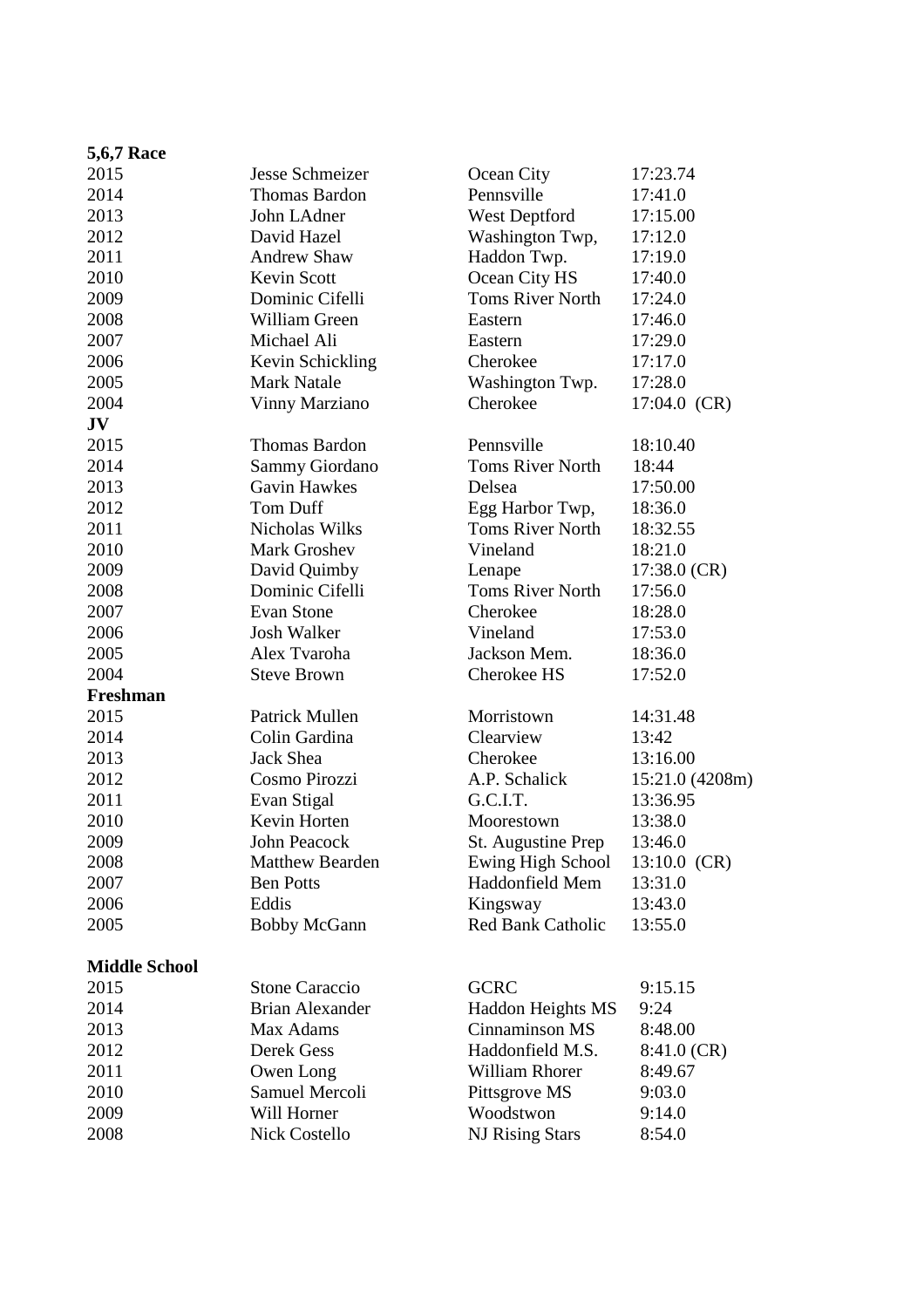**5,6,7 Race**

| | | | |
|---|---|---|---|
| 2015 | Jesse Schmeizer | Ocean City | 17:23.74 |
| 2014 | Thomas Bardon | Pennsville | 17:41.0 |
| 2013 | John LAdner | West Deptford | 17:15.00 |
| 2012 | David Hazel | Washington Twp, | 17:12.0 |
| 2011 | Andrew Shaw | Haddon Twp. | 17:19.0 |
| 2010 | Kevin Scott | Ocean City HS | 17:40.0 |
| 2009 | Dominic Cifelli | Toms River North | 17:24.0 |
| 2008 | William Green | Eastern | 17:46.0 |
| 2007 | Michael Ali | Eastern | 17:29.0 |
| 2006 | Kevin Schickling | Cherokee | 17:17.0 |
| 2005 | Mark Natale | Washington Twp. | 17:28.0 |
| 2004 | Vinny Marziano | Cherokee | 17:04.0 (CR) |

**JV**

| | | | |
|---|---|---|---|
| 2015 | Thomas Bardon | Pennsville | 18:10.40 |
| 2014 | Sammy Giordano | Toms River North | 18:44 |
| 2013 | Gavin Hawkes | Delsea | 17:50.00 |
| 2012 | Tom Duff | Egg Harbor Twp, | 18:36.0 |
| 2011 | Nicholas Wilks | Toms River North | 18:32.55 |
| 2010 | Mark Groshev | Vineland | 18:21.0 |
| 2009 | David Quimby | Lenape | 17:38.0 (CR) |
| 2008 | Dominic Cifelli | Toms River North | 17:56.0 |
| 2007 | Evan Stone | Cherokee | 18:28.0 |
| 2006 | Josh Walker | Vineland | 17:53.0 |
| 2005 | Alex Tvaroha | Jackson Mem. | 18:36.0 |
| 2004 | Steve Brown | Cherokee HS | 17:52.0 |

**Freshman**

| | | | |
|---|---|---|---|
| 2015 | Patrick Mullen | Morristown | 14:31.48 |
| 2014 | Colin Gardina | Clearview | 13:42 |
| 2013 | Jack Shea | Cherokee | 13:16.00 |
| 2012 | Cosmo Pirozzi | A.P. Schalick | 15:21.0 (4208m) |
| 2011 | Evan Stigal | G.C.I.T. | 13:36.95 |
| 2010 | Kevin Horten | Moorestown | 13:38.0 |
| 2009 | John Peacock | St. Augustine Prep | 13:46.0 |
| 2008 | Matthew Bearden | Ewing High School | 13:10.0 (CR) |
| 2007 | Ben Potts | Haddonfield Mem | 13:31.0 |
| 2006 | Eddis | Kingsway | 13:43.0 |
| 2005 | Bobby McGann | Red Bank Catholic | 13:55.0 |

**Middle School**

| | | | |
|---|---|---|---|
| 2015 | Stone Caraccio | GCRC | 9:15.15 |
| 2014 | Brian Alexander | Haddon Heights MS | 9:24 |
| 2013 | Max Adams | Cinnaminson MS | 8:48.00 |
| 2012 | Derek Gess | Haddonfield M.S. | 8:41.0 (CR) |
| 2011 | Owen Long | William Rhorer | 8:49.67 |
| 2010 | Samuel Mercoli | Pittsgrove MS | 9:03.0 |
| 2009 | Will Horner | Woodstwon | 9:14.0 |
| 2008 | Nick Costello | NJ Rising Stars | 8:54.0 |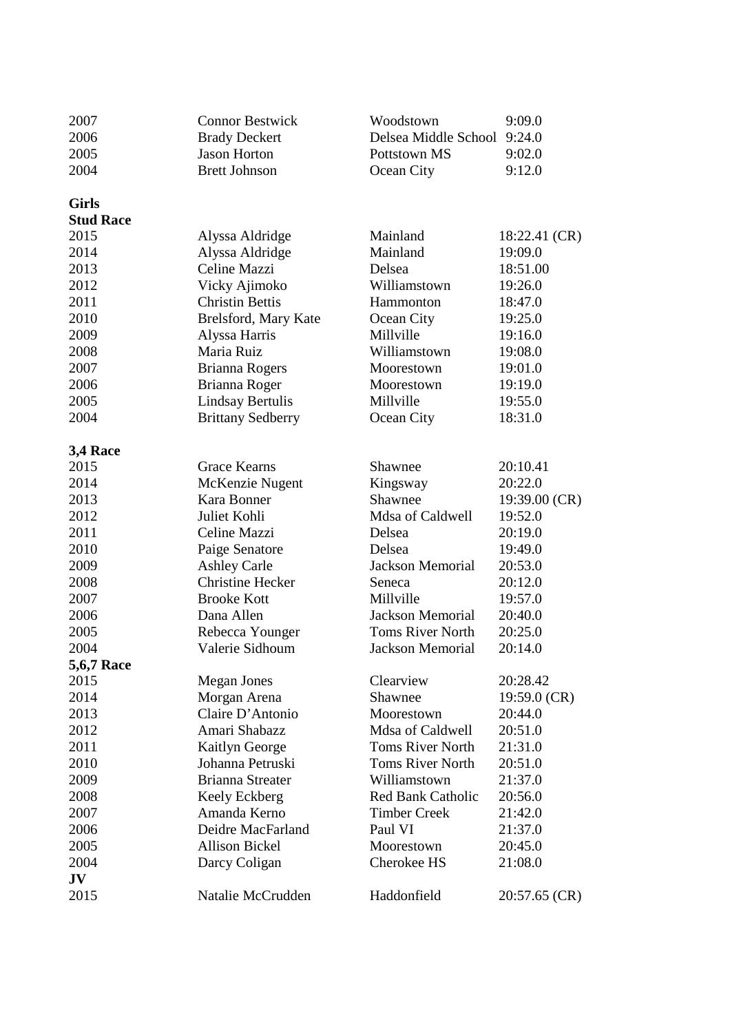| | | | |
|---|---|---|---|
| 2007 | Connor Bestwick | Woodstown | 9:09.0 |
| 2006 | Brady Deckert | Delsea Middle School | 9:24.0 |
| 2005 | Jason Horton | Pottstown MS | 9:02.0 |
| 2004 | Brett Johnson | Ocean City | 9:12.0 |

**Girls**

**Stud Race**

| | | | |
|---|---|---|---|
| 2015 | Alyssa Aldridge | Mainland | 18:22.41 (CR) |
| 2014 | Alyssa Aldridge | Mainland | 19:09.0 |
| 2013 | Celine Mazzi | Delsea | 18:51.00 |
| 2012 | Vicky Ajimoko | Williamstown | 19:26.0 |
| 2011 | Christin Bettis | Hammonton | 18:47.0 |
| 2010 | Brelsford, Mary Kate | Ocean City | 19:25.0 |
| 2009 | Alyssa Harris | Millville | 19:16.0 |
| 2008 | Maria Ruiz | Williamstown | 19:08.0 |
| 2007 | Brianna Rogers | Moorestown | 19:01.0 |
| 2006 | Brianna Roger | Moorestown | 19:19.0 |
| 2005 | Lindsay Bertulis | Millville | 19:55.0 |
| 2004 | Brittany Sedberry | Ocean City | 18:31.0 |

**3,4 Race**

| | | | |
|---|---|---|---|
| 2015 | Grace Kearns | Shawnee | 20:10.41 |
| 2014 | McKenzie Nugent | Kingsway | 20:22.0 |
| 2013 | Kara Bonner | Shawnee | 19:39.00 (CR) |
| 2012 | Juliet Kohli | Mdsa of Caldwell | 19:52.0 |
| 2011 | Celine Mazzi | Delsea | 20:19.0 |
| 2010 | Paige Senatore | Delsea | 19:49.0 |
| 2009 | Ashley Carle | Jackson Memorial | 20:53.0 |
| 2008 | Christine Hecker | Seneca | 20:12.0 |
| 2007 | Brooke Kott | Millville | 19:57.0 |
| 2006 | Dana Allen | Jackson Memorial | 20:40.0 |
| 2005 | Rebecca Younger | Toms River North | 20:25.0 |
| 2004 | Valerie Sidhoum | Jackson Memorial | 20:14.0 |

**5,6,7 Race**

| | | | |
|---|---|---|---|
| 2015 | Megan Jones | Clearview | 20:28.42 |
| 2014 | Morgan Arena | Shawnee | 19:59.0 (CR) |
| 2013 | Claire D'Antonio | Moorestown | 20:44.0 |
| 2012 | Amari Shabazz | Mdsa of Caldwell | 20:51.0 |
| 2011 | Kaitlyn George | Toms River North | 21:31.0 |
| 2010 | Johanna Petruski | Toms River North | 20:51.0 |
| 2009 | Brianna Streater | Williamstown | 21:37.0 |
| 2008 | Keely Eckberg | Red Bank Catholic | 20:56.0 |
| 2007 | Amanda Kerno | Timber Creek | 21:42.0 |
| 2006 | Deidre MacFarland | Paul VI | 21:37.0 |
| 2005 | Allison Bickel | Moorestown | 20:45.0 |
| 2004 | Darcy Coligan | Cherokee HS | 21:08.0 |

**JV**

| | | | |
|---|---|---|---|
| 2015 | Natalie McCrudden | Haddonfield | 20:57.65 (CR) |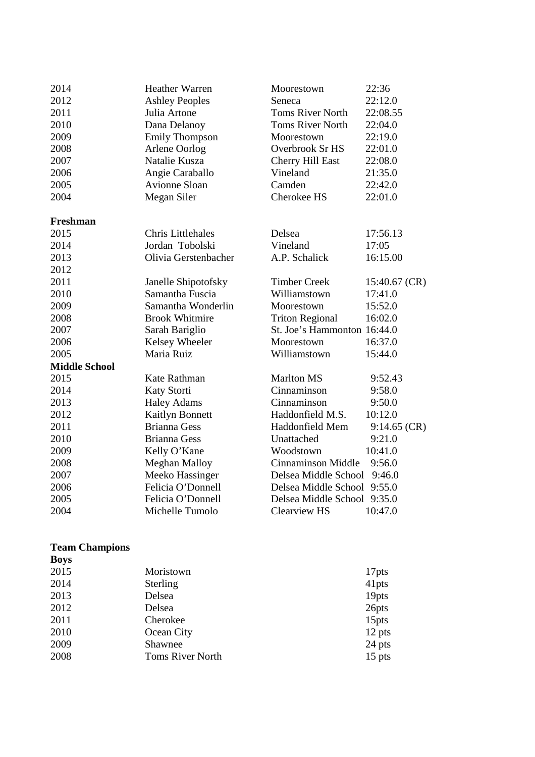| | | | |
|---|---|---|---|
| 2014 | Heather Warren | Moorestown | 22:36 |
| 2012 | Ashley Peoples | Seneca | 22:12.0 |
| 2011 | Julia Artone | Toms River North | 22:08.55 |
| 2010 | Dana Delanoy | Toms River North | 22:04.0 |
| 2009 | Emily Thompson | Moorestown | 22:19.0 |
| 2008 | Arlene Oorlog | Overbrook Sr HS | 22:01.0 |
| 2007 | Natalie Kusza | Cherry Hill East | 22:08.0 |
| 2006 | Angie Caraballo | Vineland | 21:35.0 |
| 2005 | Avionne Sloan | Camden | 22:42.0 |
| 2004 | Megan Siler | Cherokee HS | 22:01.0 |

**Freshman**

| | | | |
|---|---|---|---|
| 2015 | Chris Littlehales | Delsea | 17:56.13 |
| 2014 | Jordan Tobolski | Vineland | 17:05 |
| 2013 | Olivia Gerstenbacher | A.P. Schalick | 16:15.00 |
| 2012 | | | |
| 2011 | Janelle Shipotofsky | Timber Creek | 15:40.67 (CR) |
| 2010 | Samantha Fuscia | Williamstown | 17:41.0 |
| 2009 | Samantha Wonderlin | Moorestown | 15:52.0 |
| 2008 | Brook Whitmire | Triton Regional | 16:02.0 |
| 2007 | Sarah Bariglio | St. Joe's Hammonton | 16:44.0 |
| 2006 | Kelsey Wheeler | Moorestown | 16:37.0 |
| 2005 | Maria Ruiz | Williamstown | 15:44.0 |

**Middle School**

| | | | |
|---|---|---|---|
| 2015 | Kate Rathman | Marlton MS | 9:52.43 |
| 2014 | Katy Storti | Cinnaminson | 9:58.0 |
| 2013 | Haley Adams | Cinnaminson | 9:50.0 |
| 2012 | Kaitlyn Bonnett | Haddonfield M.S. | 10:12.0 |
| 2011 | Brianna Gess | Haddonfield Mem | 9:14.65 (CR) |
| 2010 | Brianna Gess | Unattached | 9:21.0 |
| 2009 | Kelly O'Kane | Woodstown | 10:41.0 |
| 2008 | Meghan Malloy | Cinnaminson Middle | 9:56.0 |
| 2007 | Meeko Hassinger | Delsea Middle School | 9:46.0 |
| 2006 | Felicia O'Donnell | Delsea Middle School | 9:55.0 |
| 2005 | Felicia O'Donnell | Delsea Middle School | 9:35.0 |
| 2004 | Michelle Tumolo | Clearview HS | 10:47.0 |

**Team Champions**

**Boys**

| | | |
|---|---|---|
| 2015 | Moristown | 17pts |
| 2014 | Sterling | 41pts |
| 2013 | Delsea | 19pts |
| 2012 | Delsea | 26pts |
| 2011 | Cherokee | 15pts |
| 2010 | Ocean City | 12 pts |
| 2009 | Shawnee | 24 pts |
| 2008 | Toms River North | 15 pts |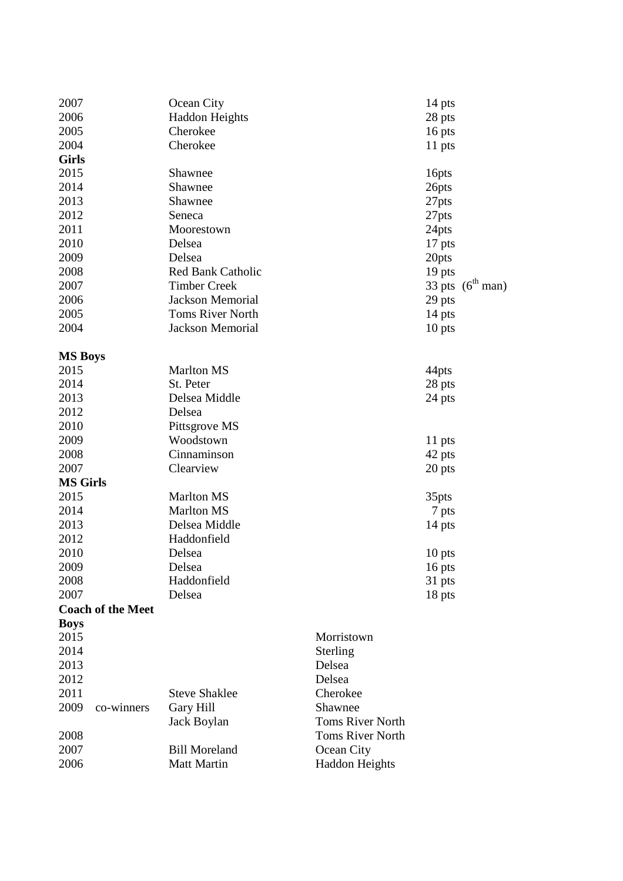| | | |
|---|---|---|
| 2007 | Ocean City | 14 pts |
| 2006 | Haddon Heights | 28 pts |
| 2005 | Cherokee | 16 pts |
| 2004 | Cherokee | 11 pts |

**Girls**

| | | |
|---|---|---|
| 2015 | Shawnee | 16pts |
| 2014 | Shawnee | 26pts |
| 2013 | Shawnee | 27pts |
| 2012 | Seneca | 27pts |
| 2011 | Moorestown | 24pts |
| 2010 | Delsea | 17 pts |
| 2009 | Delsea | 20pts |
| 2008 | Red Bank Catholic | 19 pts |
| 2007 | Timber Creek | 33 pts (6th man) |
| 2006 | Jackson Memorial | 29 pts |
| 2005 | Toms River North | 14 pts |
| 2004 | Jackson Memorial | 10 pts |

**MS Boys**

| | | |
|---|---|---|
| 2015 | Marlton MS | 44pts |
| 2014 | St. Peter | 28 pts |
| 2013 | Delsea Middle | 24 pts |
| 2012 | Delsea | |
| 2010 | Pittsgrove MS | |
| 2009 | Woodstown | 11 pts |
| 2008 | Cinnaminson | 42 pts |
| 2007 | Clearview | 20 pts |

**MS Girls**

| | | |
|---|---|---|
| 2015 | Marlton MS | 35pts |
| 2014 | Marlton MS | 7 pts |
| 2013 | Delsea Middle | 14 pts |
| 2012 | Haddonfield | |
| 2010 | Delsea | 10 pts |
| 2009 | Delsea | 16 pts |
| 2008 | Haddonfield | 31 pts |
| 2007 | Delsea | 18 pts |

**Coach of the Meet**

**Boys**

| | | |
|---|---|---|
| 2015 | | Morristown |
| 2014 | | Sterling |
| 2013 | | Delsea |
| 2012 | | Delsea |
| 2011 | Steve Shaklee | Cherokee |
| 2009 co-winners | Gary Hill | Shawnee |
| | Jack Boylan | Toms River North |
| 2008 | | Toms River North |
| 2007 | Bill Moreland | Ocean City |
| 2006 | Matt Martin | Haddon Heights |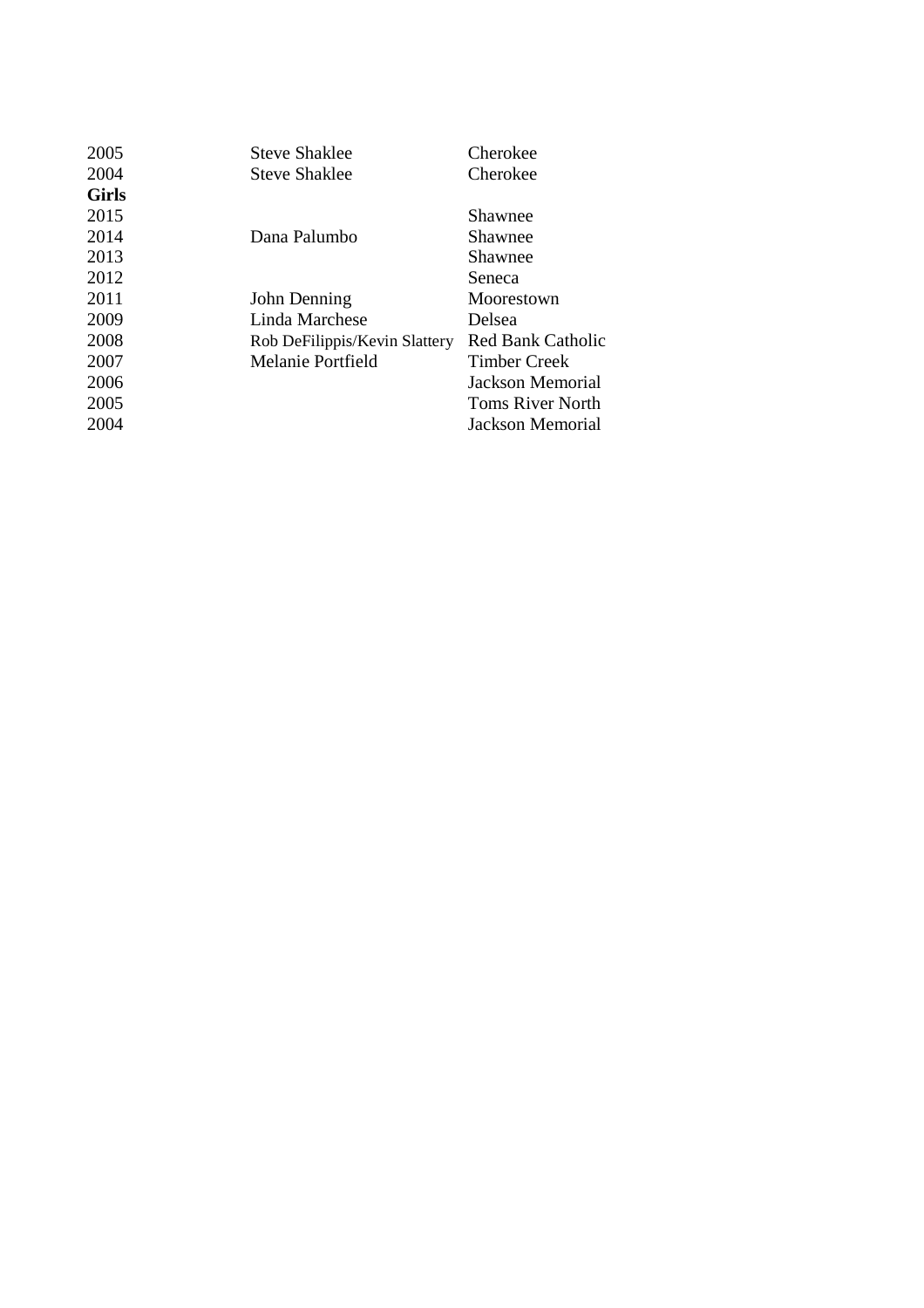| | | |
|---|---|---|
| 2005 | Steve Shaklee | Cherokee |
| 2004 | Steve Shaklee | Cherokee |
| **Girls** | | |
| 2015 | | Shawnee |
| 2014 | Dana Palumbo | Shawnee |
| 2013 | | Shawnee |
| 2012 | | Seneca |
| 2011 | John Denning | Moorestown |
| 2009 | Linda Marchese | Delsea |
| 2008 | Rob DeFilippis/Kevin Slattery | Red Bank Catholic |
| 2007 | Melanie Portfield | Timber Creek |
| 2006 | | Jackson Memorial |
| 2005 | | Toms River North |
| 2004 | | Jackson Memorial |